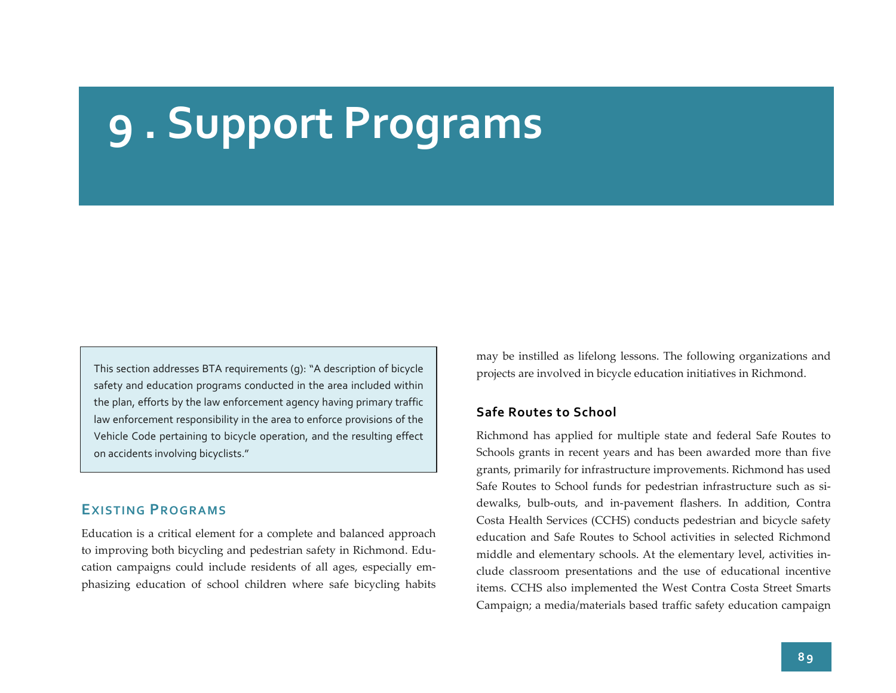# 9 . Support Programs

This section addresses BTA requirements (g): "A description of bicycle safety and education programs conducted in the area included within the plan, efforts by the law enforcement agency having primary traffic law enforcement responsibility in the area to enforce provisions of the Vehicle Code pertaining to bicycle operation, and the resulting effect on accidents involving bicyclists."

## Existing Programs

Education is a critical element for a complete and balanced approach to improving both bicycling and pedestrian safety in Richmond. Education campaigns could include residents of all ages, especially emphasizing education of school children where safe bicycling habits may be instilled as lifelong lessons. The following organizations and projects are involved in bicycle education initiatives in Richmond.

### Safe Routes to School

Richmond has applied for multiple state and federal Safe Routes to Schools grants in recent years and has been awarded more than five grants, primarily for infrastructure improvements. Richmond has used Safe Routes to School funds for pedestrian infrastructure such as sidewalks, bulb-outs, and in-pavement flashers. In addition, Contra Costa Health Services (CCHS) conducts pedestrian and bicycle safety education and Safe Routes to School activities in selected Richmond middle and elementary schools. At the elementary level, activities include classroom presentations and the use of educational incentive items. CCHS also implemented the West Contra Costa Street Smarts Campaign; a media/materials based traffic safety education campaign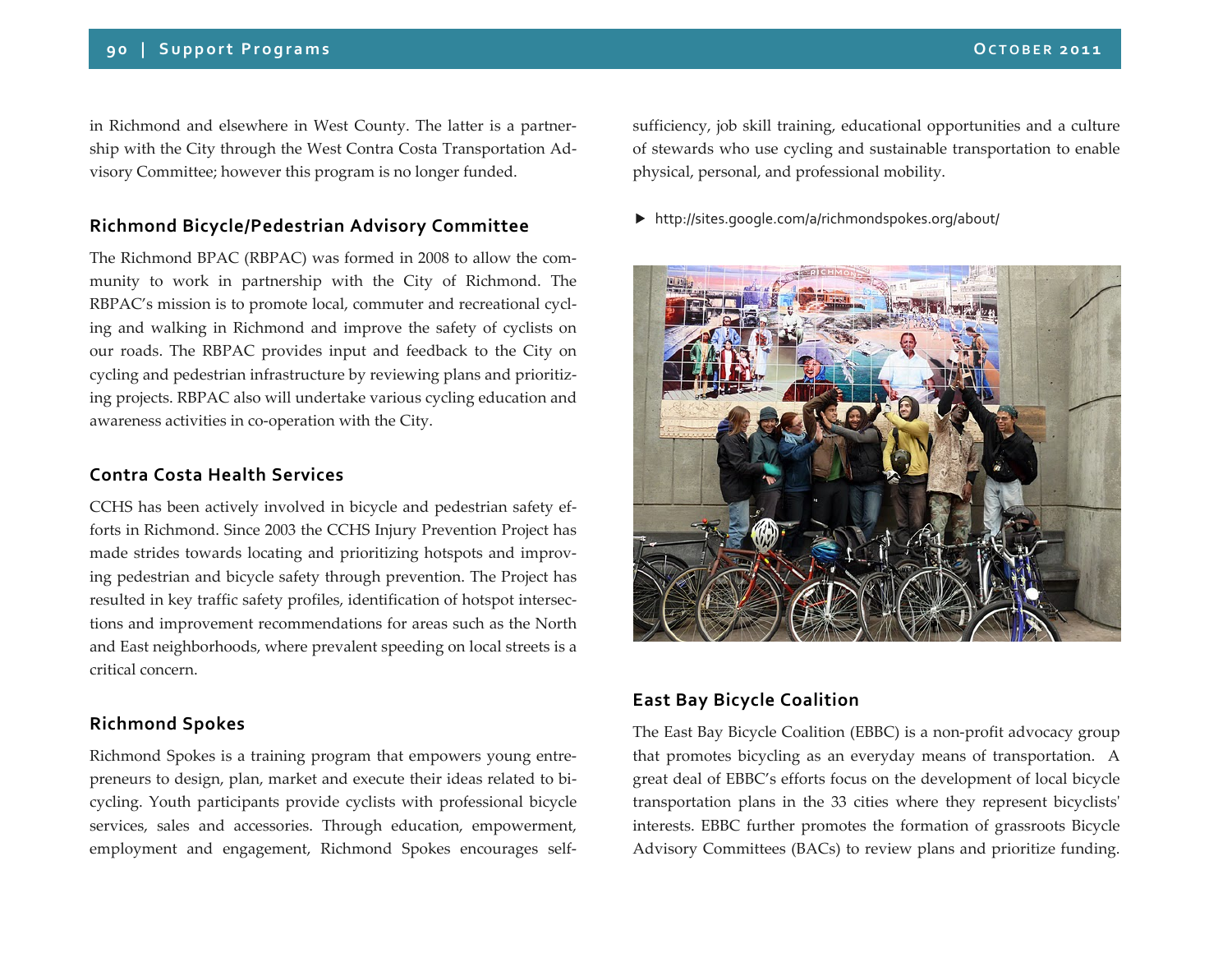in Richmond and elsewhere in West County. The latter is a partnership with the City through the West Contra Costa Transportation Advisory Committee; however this program is no longer funded.

### Richmond Bicycle/Pedestrian Advisory Committee

The Richmond BPAC (RBPAC) was formed in 2008 to allow the community to work in partnership with the City of Richmond. The RBPAC's mission is to promote local, commuter and recreational cycling and walking in Richmond and improve the safety of cyclists on our roads. The RBPAC provides input and feedback to the City on cycling and pedestrian infrastructure by reviewing plans and prioritizing projects. RBPAC also will undertake various cycling education and awareness activities in co-operation with the City.

### Contra Costa Health Services

CCHS has been actively involved in bicycle and pedestrian safety efforts in Richmond. Since 2003 the CCHS Injury Prevention Project has made strides towards locating and prioritizing hotspots and improving pedestrian and bicycle safety through prevention. The Project has resulted in key traffic safety profiles, identification of hotspot intersections and improvement recommendations for areas such as the North and East neighborhoods, where prevalent speeding on local streets is a critical concern.

### Richmond Spokes

Richmond Spokes is a training program that empowers young entrepreneurs to design, plan, market and execute their ideas related to bicycling. Youth participants provide cyclists with professional bicycle services, sales and accessories. Through education, empowerment, employment and engagement, Richmond Spokes encourages self-sufficiency, job skill training, educational opportunities and a culture of stewards who use cycling and sustainable transportation to enable physical, personal, and professional mobility.

- http://sites.google.com/a/richmondspokes.org/about/

### East Bay Bicycle Coalition

The East Bay Bicycle Coalition (EBBC) is a non-profit advocacy group that promotes bicycling as an everyday means of transportation. A great deal of EBBC's efforts focus on the development of local bicycle transportation plans in the 33 cities where they represent bicyclists' interests. EBBC further promotes the formation of grassroots Bicycle Advisory Committees (BACs) to review plans and prioritize funding.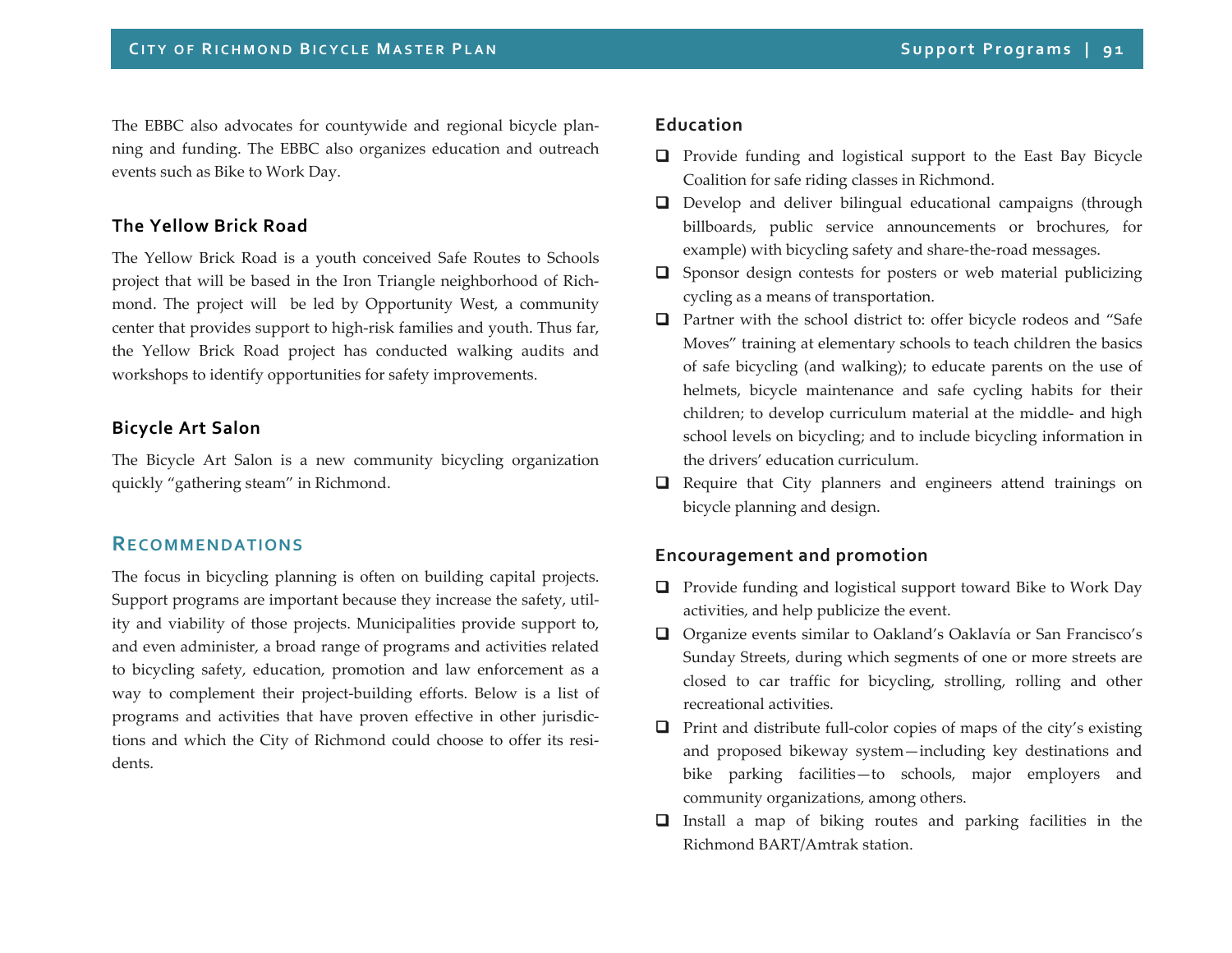The EBBC also advocates for countywide and regional bicycle planning and funding. The EBBC also organizes education and outreach events such as Bike to Work Day.

### The Yellow Brick Road

The Yellow Brick Road is a youth conceived Safe Routes to Schools project that will be based in the Iron Triangle neighborhood of Richmond. The project will be led by Opportunity West, a community center that provides support to high-risk families and youth. Thus far, the Yellow Brick Road project has conducted walking audits and workshops to identify opportunities for safety improvements.

### Bicycle Art Salon

The Bicycle Art Salon is a new community bicycling organization quickly "gathering steam" in Richmond.

## Recommendations

The focus in bicycling planning is often on building capital projects. Support programs are important because they increase the safety, utility and viability of those projects. Municipalities provide support to, and even administer, a broad range of programs and activities related to bicycling safety, education, promotion and law enforcement as a way to complement their project-building efforts. Below is a list of programs and activities that have proven effective in other jurisdictions and which the City of Richmond could choose to offer its residents.

### Education

- Provide funding and logistical support to the East Bay Bicycle Coalition for safe riding classes in Richmond.
- Develop and deliver bilingual educational campaigns (through billboards, public service announcements or brochures, for example) with bicycling safety and share-the-road messages.
- Sponsor design contests for posters or web material publicizing cycling as a means of transportation.
- Partner with the school district to: offer bicycle rodeos and "Safe Moves" training at elementary schools to teach children the basics of safe bicycling (and walking); to educate parents on the use of helmets, bicycle maintenance and safe cycling habits for their children; to develop curriculum material at the middle- and high school levels on bicycling; and to include bicycling information in the drivers' education curriculum.
- Require that City planners and engineers attend trainings on bicycle planning and design.

### Encouragement and promotion

- Provide funding and logistical support toward Bike to Work Day activities, and help publicize the event.
- Organize events similar to Oakland's Oaklavía or San Francisco's Sunday Streets, during which segments of one or more streets are closed to car traffic for bicycling, strolling, rolling and other recreational activities.
- Print and distribute full-color copies of maps of the city's existing and proposed bikeway system—including key destinations and bike parking facilities—to schools, major employers and community organizations, among others.
- Install a map of biking routes and parking facilities in the Richmond BART/Amtrak station.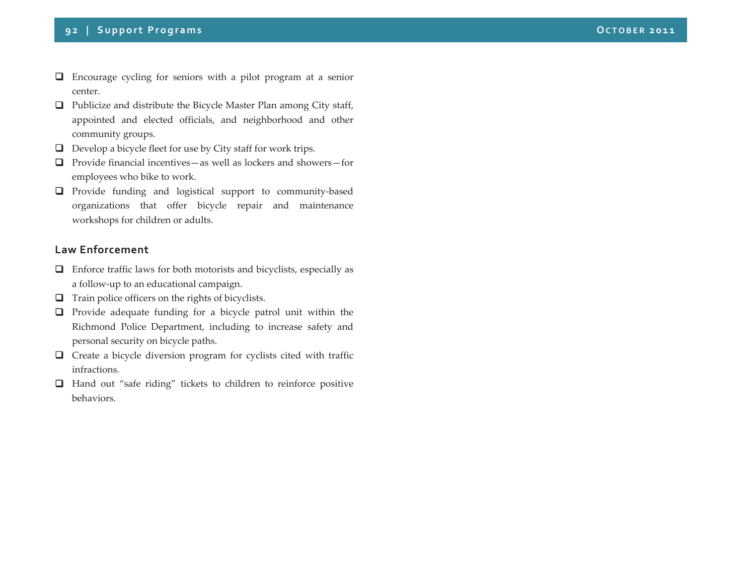- Encourage cycling for seniors with a pilot program at a senior center.
- Publicize and distribute the Bicycle Master Plan among City staff, appointed and elected officials, and neighborhood and other community groups.
- Develop a bicycle fleet for use by City staff for work trips.
- Provide financial incentives—as well as lockers and showers—for employees who bike to work.
- Provide funding and logistical support to community-based organizations that offer bicycle repair and maintenance workshops for children or adults.

### Law Enforcement

- Enforce traffic laws for both motorists and bicyclists, especially as a follow-up to an educational campaign.
- Train police officers on the rights of bicyclists.
- Provide adequate funding for a bicycle patrol unit within the Richmond Police Department, including to increase safety and personal security on bicycle paths.
- Create a bicycle diversion program for cyclists cited with traffic infractions.
- Hand out "safe riding" tickets to children to reinforce positive behaviors.